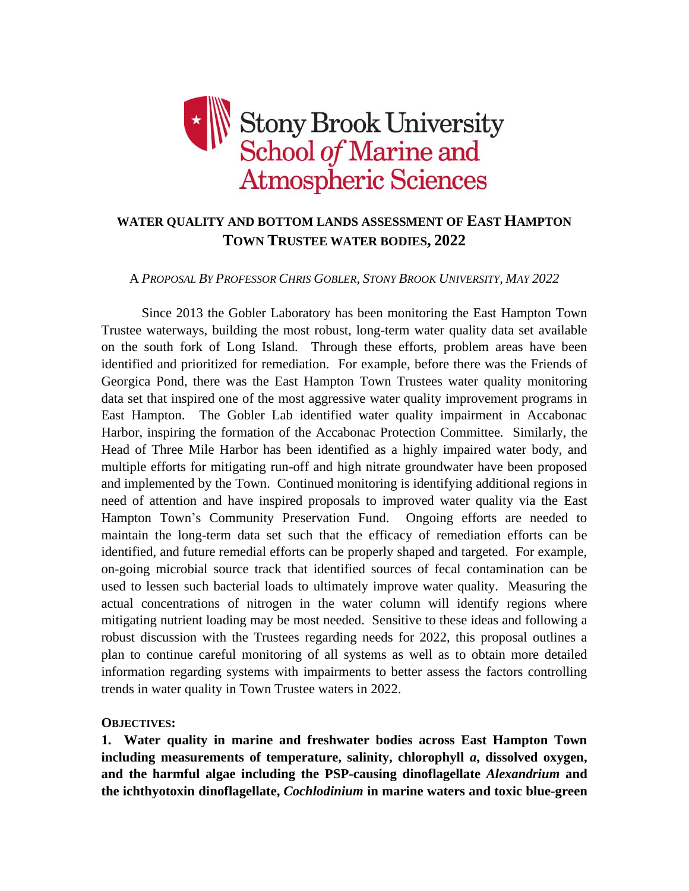Stony Brook University
School *of* Marine and Atmospheric Sciences

## WATER QUALITY AND BOTTOM LANDS ASSESSMENT OF EAST HAMPTON TOWN TRUSTEE WATER BODIES, 2022

A *PROPOSAL BY PROFESSOR CHRIS GOBLER, STONY BROOK UNIVERSITY, MAY 2022*

Since 2013 the Gobler Laboratory has been monitoring the East Hampton Town Trustee waterways, building the most robust, long-term water quality data set available on the south fork of Long Island. Through these efforts, problem areas have been identified and prioritized for remediation. For example, before there was the Friends of Georgica Pond, there was the East Hampton Town Trustees water quality monitoring data set that inspired one of the most aggressive water quality improvement programs in East Hampton. The Gobler Lab identified water quality impairment in Accabonac Harbor, inspiring the formation of the Accabonac Protection Committee. Similarly, the Head of Three Mile Harbor has been identified as a highly impaired water body, and multiple efforts for mitigating run-off and high nitrate groundwater have been proposed and implemented by the Town. Continued monitoring is identifying additional regions in need of attention and have inspired proposals to improved water quality via the East Hampton Town's Community Preservation Fund. Ongoing efforts are needed to maintain the long-term data set such that the efficacy of remediation efforts can be identified, and future remedial efforts can be properly shaped and targeted. For example, on-going microbial source track that identified sources of fecal contamination can be used to lessen such bacterial loads to ultimately improve water quality. Measuring the actual concentrations of nitrogen in the water column will identify regions where mitigating nutrient loading may be most needed. Sensitive to these ideas and following a robust discussion with the Trustees regarding needs for 2022, this proposal outlines a plan to continue careful monitoring of all systems as well as to obtain more detailed information regarding systems with impairments to better assess the factors controlling trends in water quality in Town Trustee waters in 2022.

**OBJECTIVES:**

**1. Water quality in marine and freshwater bodies across East Hampton Town including measurements of temperature, salinity, chlorophyll *a*, dissolved oxygen, and the harmful algae including the PSP-causing dinoflagellate *Alexandrium* and the ichthyotoxin dinoflagellate, *Cochlodinium* in marine waters and toxic blue-green**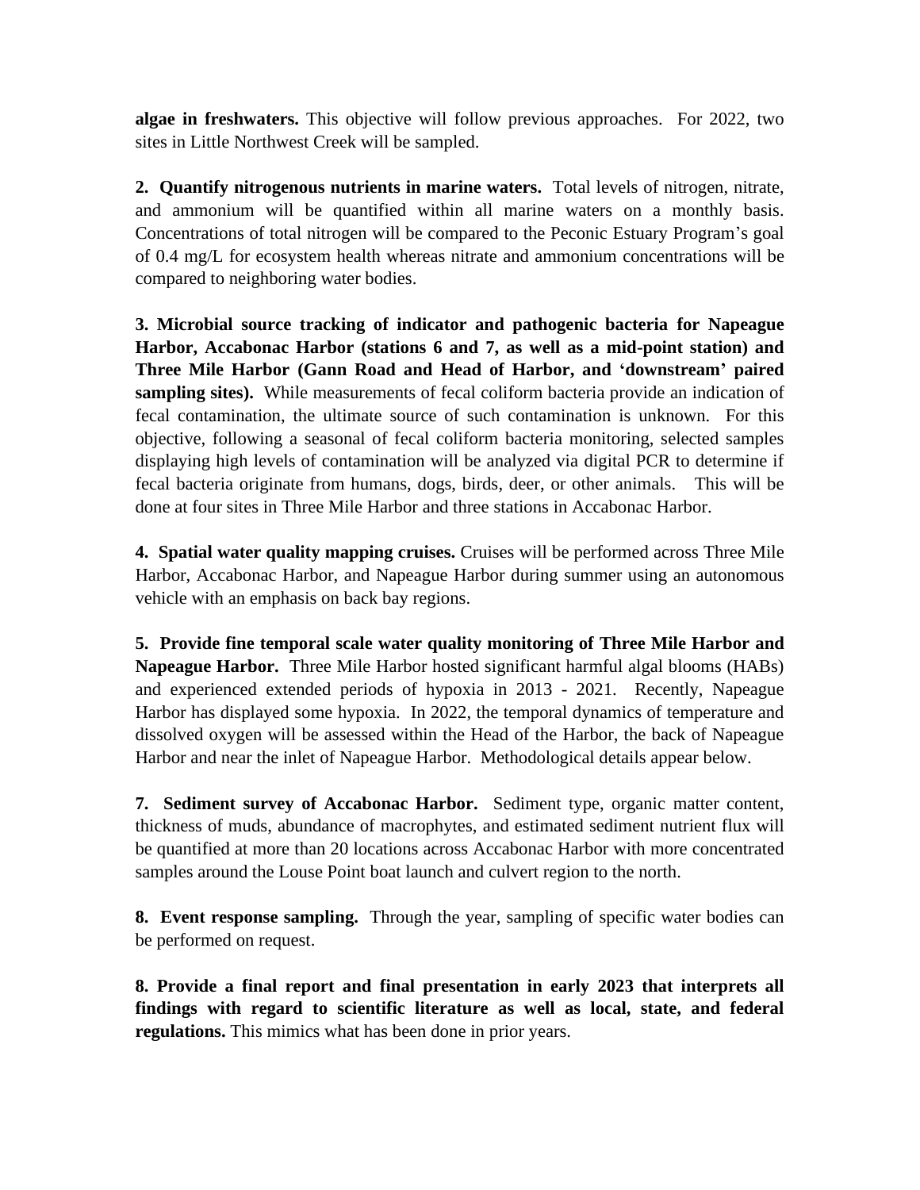**algae in freshwaters.** This objective will follow previous approaches. For 2022, two sites in Little Northwest Creek will be sampled.

**2. Quantify nitrogenous nutrients in marine waters.** Total levels of nitrogen, nitrate, and ammonium will be quantified within all marine waters on a monthly basis. Concentrations of total nitrogen will be compared to the Peconic Estuary Program's goal of 0.4 mg/L for ecosystem health whereas nitrate and ammonium concentrations will be compared to neighboring water bodies.

**3. Microbial source tracking of indicator and pathogenic bacteria for Napeague Harbor, Accabonac Harbor (stations 6 and 7, as well as a mid-point station) and Three Mile Harbor (Gann Road and Head of Harbor, and 'downstream' paired sampling sites).** While measurements of fecal coliform bacteria provide an indication of fecal contamination, the ultimate source of such contamination is unknown. For this objective, following a seasonal of fecal coliform bacteria monitoring, selected samples displaying high levels of contamination will be analyzed via digital PCR to determine if fecal bacteria originate from humans, dogs, birds, deer, or other animals. This will be done at four sites in Three Mile Harbor and three stations in Accabonac Harbor.

**4. Spatial water quality mapping cruises.** Cruises will be performed across Three Mile Harbor, Accabonac Harbor, and Napeague Harbor during summer using an autonomous vehicle with an emphasis on back bay regions.

**5. Provide fine temporal scale water quality monitoring of Three Mile Harbor and Napeague Harbor.** Three Mile Harbor hosted significant harmful algal blooms (HABs) and experienced extended periods of hypoxia in 2013 - 2021. Recently, Napeague Harbor has displayed some hypoxia. In 2022, the temporal dynamics of temperature and dissolved oxygen will be assessed within the Head of the Harbor, the back of Napeague Harbor and near the inlet of Napeague Harbor. Methodological details appear below.

**7. Sediment survey of Accabonac Harbor.** Sediment type, organic matter content, thickness of muds, abundance of macrophytes, and estimated sediment nutrient flux will be quantified at more than 20 locations across Accabonac Harbor with more concentrated samples around the Louse Point boat launch and culvert region to the north.

**8. Event response sampling.** Through the year, sampling of specific water bodies can be performed on request.

**8. Provide a final report and final presentation in early 2023 that interprets all findings with regard to scientific literature as well as local, state, and federal regulations.** This mimics what has been done in prior years.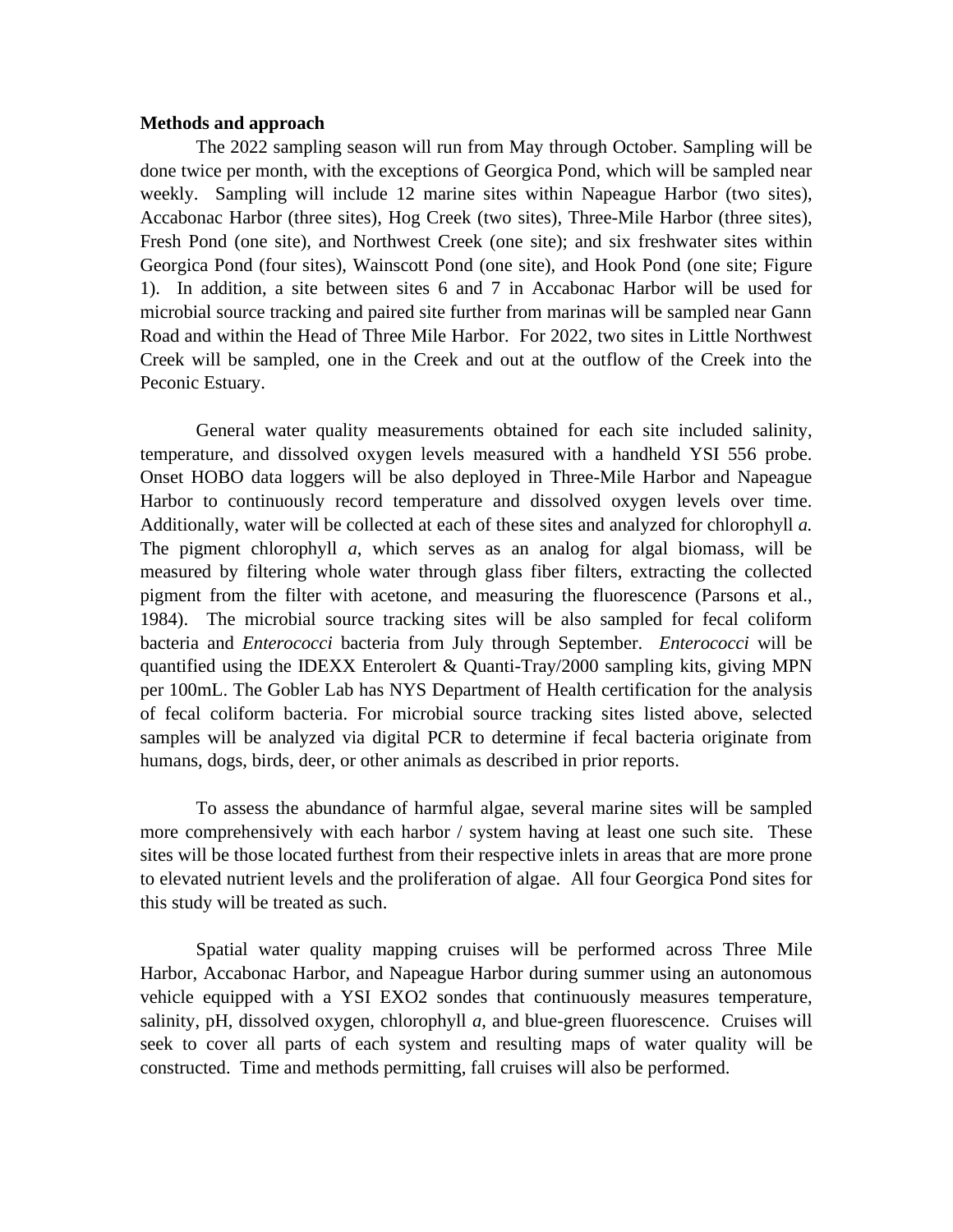**Methods and approach**

The 2022 sampling season will run from May through October. Sampling will be done twice per month, with the exceptions of Georgica Pond, which will be sampled near weekly. Sampling will include 12 marine sites within Napeague Harbor (two sites), Accabonac Harbor (three sites), Hog Creek (two sites), Three-Mile Harbor (three sites), Fresh Pond (one site), and Northwest Creek (one site); and six freshwater sites within Georgica Pond (four sites), Wainscott Pond (one site), and Hook Pond (one site; Figure 1). In addition, a site between sites 6 and 7 in Accabonac Harbor will be used for microbial source tracking and paired site further from marinas will be sampled near Gann Road and within the Head of Three Mile Harbor. For 2022, two sites in Little Northwest Creek will be sampled, one in the Creek and out at the outflow of the Creek into the Peconic Estuary.

General water quality measurements obtained for each site included salinity, temperature, and dissolved oxygen levels measured with a handheld YSI 556 probe. Onset HOBO data loggers will be also deployed in Three-Mile Harbor and Napeague Harbor to continuously record temperature and dissolved oxygen levels over time. Additionally, water will be collected at each of these sites and analyzed for chlorophyll *a.* The pigment chlorophyll *a*, which serves as an analog for algal biomass, will be measured by filtering whole water through glass fiber filters, extracting the collected pigment from the filter with acetone, and measuring the fluorescence (Parsons et al., 1984). The microbial source tracking sites will be also sampled for fecal coliform bacteria and *Enterococci* bacteria from July through September. *Enterococci* will be quantified using the IDEXX Enterolert & Quanti-Tray/2000 sampling kits, giving MPN per 100mL. The Gobler Lab has NYS Department of Health certification for the analysis of fecal coliform bacteria. For microbial source tracking sites listed above, selected samples will be analyzed via digital PCR to determine if fecal bacteria originate from humans, dogs, birds, deer, or other animals as described in prior reports.

To assess the abundance of harmful algae, several marine sites will be sampled more comprehensively with each harbor / system having at least one such site. These sites will be those located furthest from their respective inlets in areas that are more prone to elevated nutrient levels and the proliferation of algae. All four Georgica Pond sites for this study will be treated as such.

Spatial water quality mapping cruises will be performed across Three Mile Harbor, Accabonac Harbor, and Napeague Harbor during summer using an autonomous vehicle equipped with a YSI EXO2 sondes that continuously measures temperature, salinity, pH, dissolved oxygen, chlorophyll *a*, and blue-green fluorescence. Cruises will seek to cover all parts of each system and resulting maps of water quality will be constructed. Time and methods permitting, fall cruises will also be performed.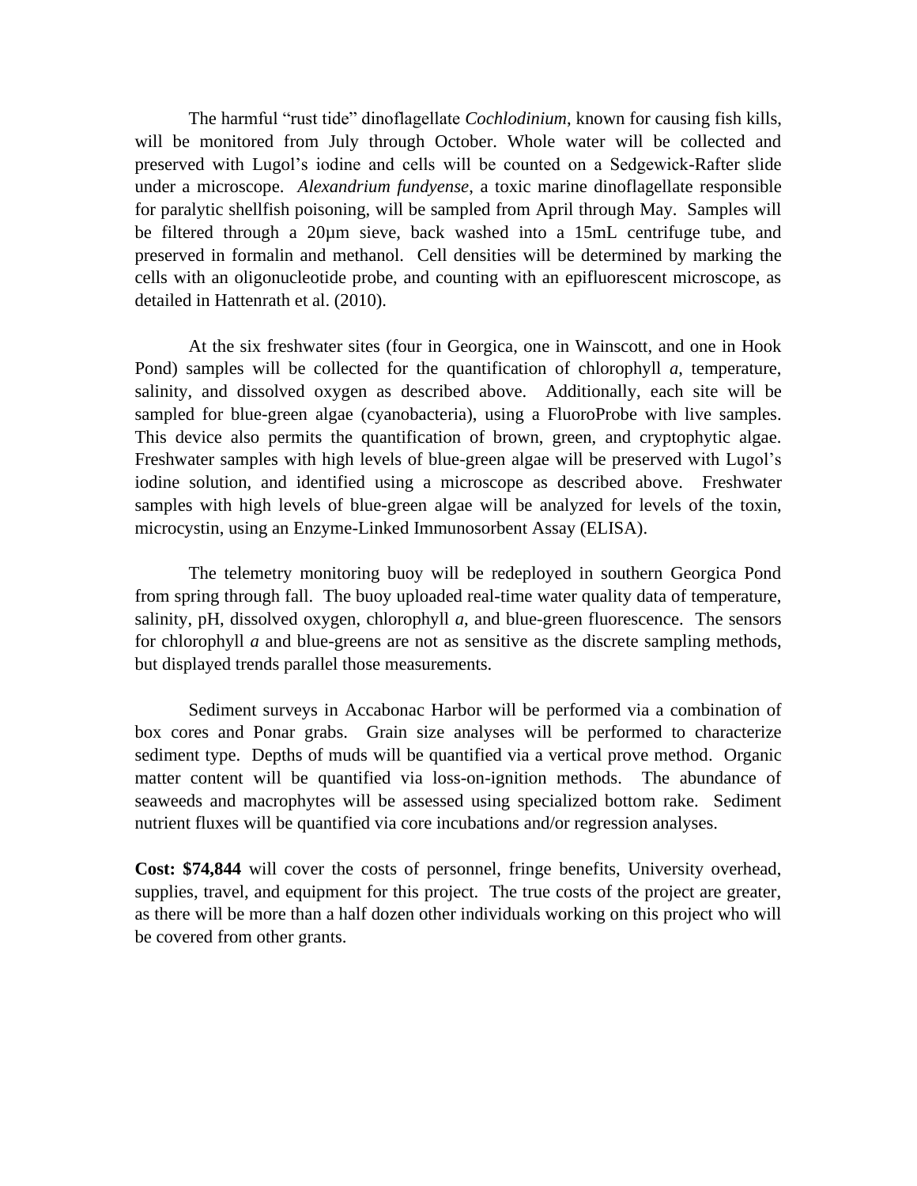The harmful “rust tide” dinoflagellate *Cochlodinium*, known for causing fish kills, will be monitored from July through October. Whole water will be collected and preserved with Lugol’s iodine and cells will be counted on a Sedgewick-Rafter slide under a microscope. *Alexandrium fundyense*, a toxic marine dinoflagellate responsible for paralytic shellfish poisoning, will be sampled from April through May. Samples will be filtered through a 20μm sieve, back washed into a 15mL centrifuge tube, and preserved in formalin and methanol. Cell densities will be determined by marking the cells with an oligonucleotide probe, and counting with an epifluorescent microscope, as detailed in Hattenrath et al. (2010).

At the six freshwater sites (four in Georgica, one in Wainscott, and one in Hook Pond) samples will be collected for the quantification of chlorophyll *a*, temperature, salinity, and dissolved oxygen as described above. Additionally, each site will be sampled for blue-green algae (cyanobacteria), using a FluoroProbe with live samples. This device also permits the quantification of brown, green, and cryptophytic algae. Freshwater samples with high levels of blue-green algae will be preserved with Lugol’s iodine solution, and identified using a microscope as described above. Freshwater samples with high levels of blue-green algae will be analyzed for levels of the toxin, microcystin, using an Enzyme-Linked Immunosorbent Assay (ELISA).

The telemetry monitoring buoy will be redeployed in southern Georgica Pond from spring through fall. The buoy uploaded real-time water quality data of temperature, salinity, pH, dissolved oxygen, chlorophyll *a*, and blue-green fluorescence. The sensors for chlorophyll *a* and blue-greens are not as sensitive as the discrete sampling methods, but displayed trends parallel those measurements.

Sediment surveys in Accabonac Harbor will be performed via a combination of box cores and Ponar grabs. Grain size analyses will be performed to characterize sediment type. Depths of muds will be quantified via a vertical prove method. Organic matter content will be quantified via loss-on-ignition methods. The abundance of seaweeds and macrophytes will be assessed using specialized bottom rake. Sediment nutrient fluxes will be quantified via core incubations and/or regression analyses.

**Cost: $74,844** will cover the costs of personnel, fringe benefits, University overhead, supplies, travel, and equipment for this project. The true costs of the project are greater, as there will be more than a half dozen other individuals working on this project who will be covered from other grants.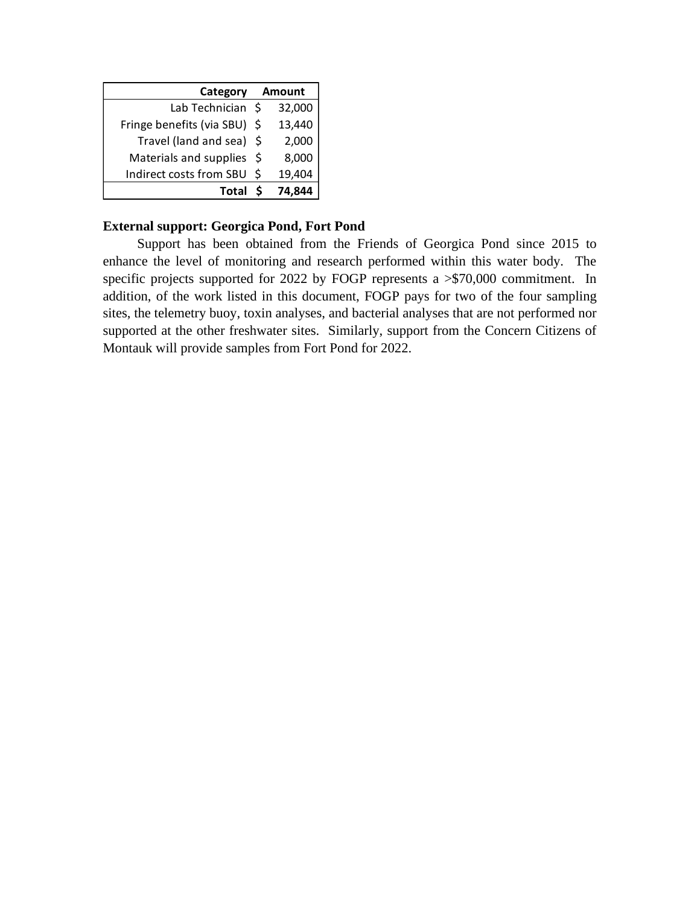| Category | Amount |
| --- | --- |
| Lab Technician | $ 32,000 |
| Fringe benefits (via SBU) | $ 13,440 |
| Travel (land and sea) | $ 2,000 |
| Materials and supplies | $ 8,000 |
| Indirect costs from SBU | $ 19,404 |
| **Total** | **$ 74,844** |

**External support: Georgica Pond, Fort Pond**

Support has been obtained from the Friends of Georgica Pond since 2015 to enhance the level of monitoring and research performed within this water body. The specific projects supported for 2022 by FOGP represents a >$70,000 commitment. In addition, of the work listed in this document, FOGP pays for two of the four sampling sites, the telemetry buoy, toxin analyses, and bacterial analyses that are not performed nor supported at the other freshwater sites. Similarly, support from the Concern Citizens of Montauk will provide samples from Fort Pond for 2022.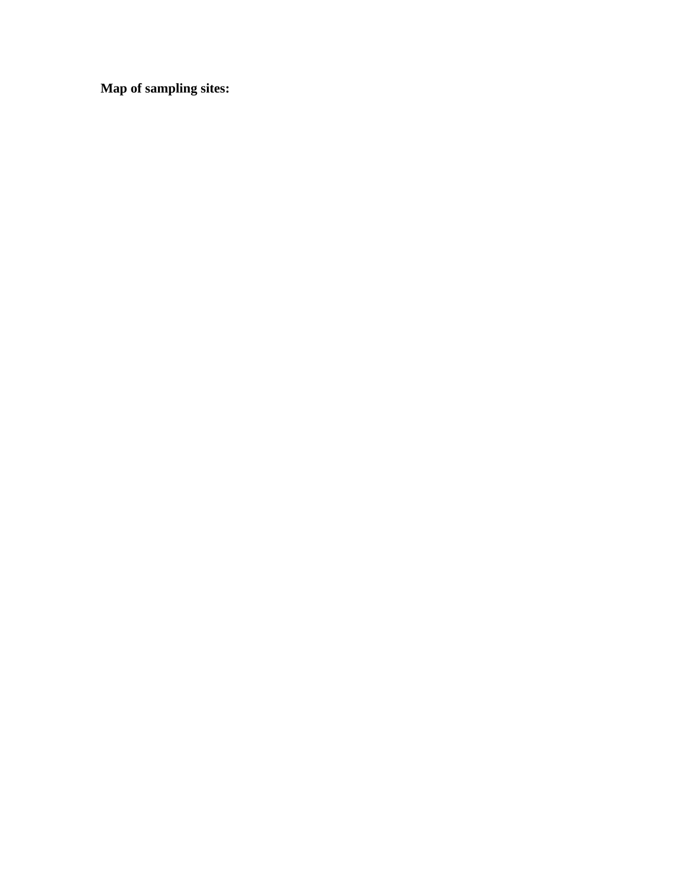**Map of sampling sites:**